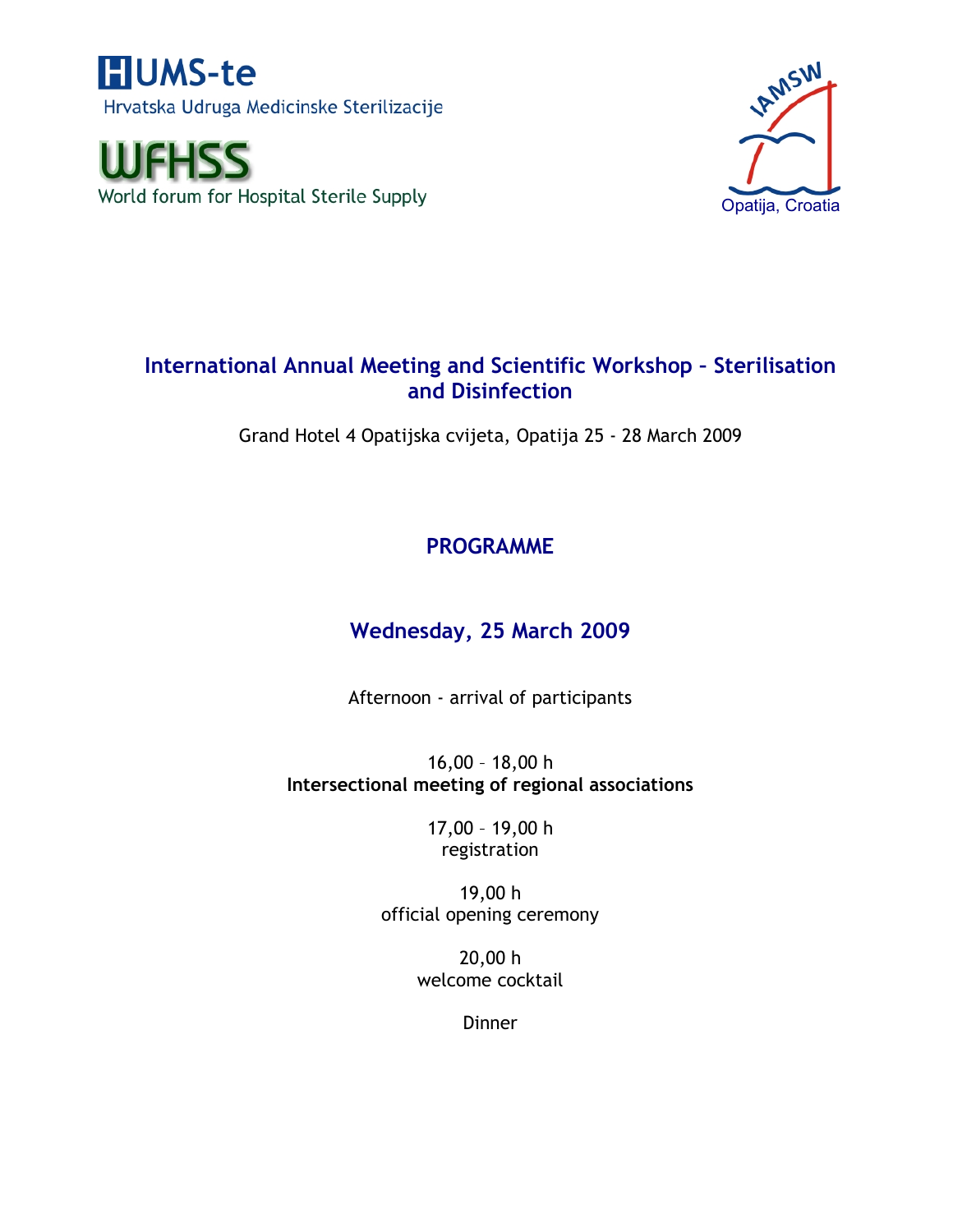HUMS-te
Hrvatska Udruga Medicinske Sterilizacije

WFHSS
World forum for Hospital Sterile Supply

IAMSW
Opatija, Croatia

# International Annual Meeting and Scientific Workshop – Sterilisation and Disinfection

Grand Hotel 4 Opatijska cvijeta, Opatija 25 - 28 March 2009

## PROGRAMME

## Wednesday, 25 March 2009

Afternoon - arrival of participants

16,00 – 18,00 h
**Intersectional meeting of regional associations**

17,00 – 19,00 h
registration

19,00 h
official opening ceremony

20,00 h
welcome cocktail

Dinner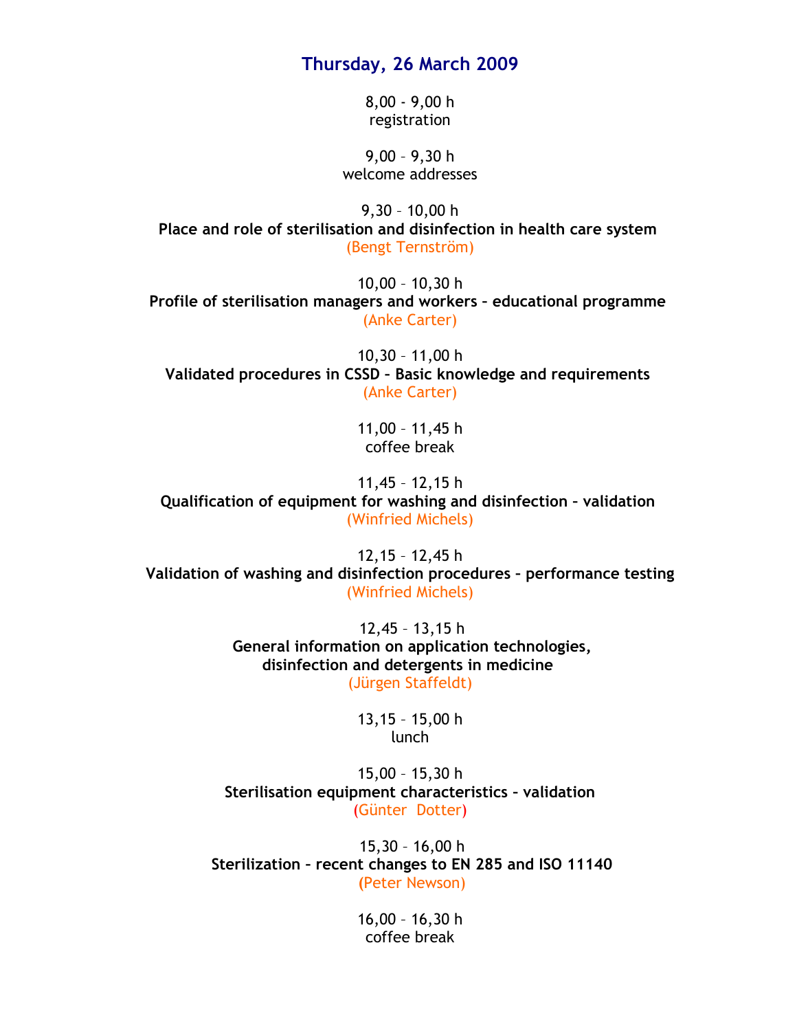## Thursday, 26 March 2009

8,00 - 9,00 h
registration

9,00 – 9,30 h
welcome addresses

9,30 – 10,00 h
**Place and role of sterilisation and disinfection in health care system**
(Bengt Ternström)

10,00 – 10,30 h
**Profile of sterilisation managers and workers – educational programme**
(Anke Carter)

10,30 – 11,00 h
**Validated procedures in CSSD – Basic knowledge and requirements**
(Anke Carter)

11,00 – 11,45 h
coffee break

11,45 – 12,15 h
**Qualification of equipment for washing and disinfection – validation**
(Winfried Michels)

12,15 – 12,45 h
**Validation of washing and disinfection procedures – performance testing**
(Winfried Michels)

12,45 – 13,15 h
**General information on application technologies, disinfection and detergents in medicine**
(Jürgen Staffeldt)

13,15 – 15,00 h
lunch

15,00 – 15,30 h
**Sterilisation equipment characteristics – validation**
(Günter Dotter)

15,30 – 16,00 h
**Sterilization – recent changes to EN 285 and ISO 11140**
(Peter Newson)

16,00 – 16,30 h
coffee break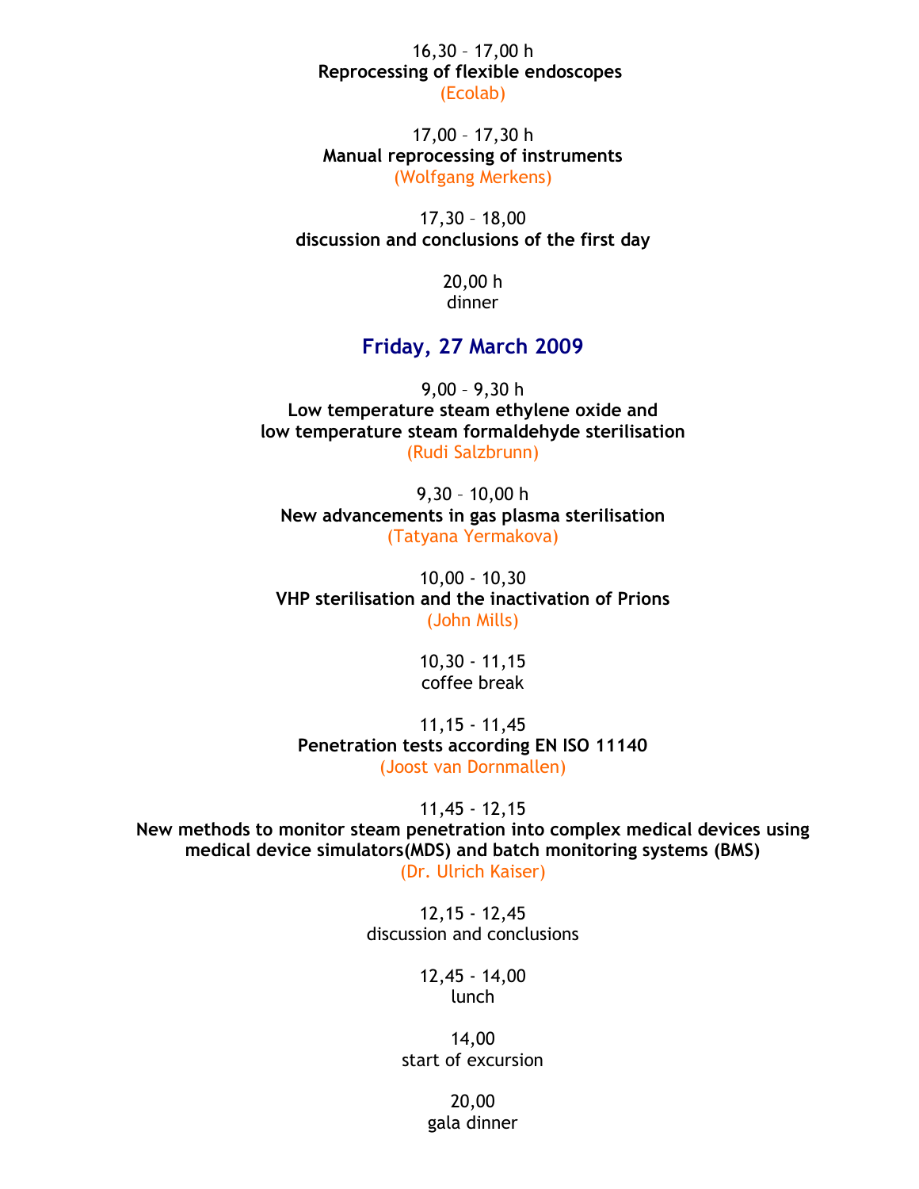16,30 – 17,00 h
**Reprocessing of flexible endoscopes**
(Ecolab)

17,00 – 17,30 h
**Manual reprocessing of instruments**
(Wolfgang Merkens)

17,30 – 18,00
**discussion and conclusions of the first day**

20,00 h
dinner

## Friday, 27 March 2009

9,00 – 9,30 h
**Low temperature steam ethylene oxide and low temperature steam formaldehyde sterilisation**
(Rudi Salzbrunn)

9,30 – 10,00 h
**New advancements in gas plasma sterilisation**
(Tatyana Yermakova)

10,00 - 10,30
**VHP sterilisation and the inactivation of Prions**
(John Mills)

10,30 - 11,15
coffee break

11,15 - 11,45
**Penetration tests according EN ISO 11140**
(Joost van Dornmallen)

11,45 - 12,15
**New methods to monitor steam penetration into complex medical devices using medical device simulators(MDS) and batch monitoring systems (BMS)**
(Dr. Ulrich Kaiser)

12,15 - 12,45
discussion and conclusions

12,45 - 14,00
lunch

14,00
start of excursion

20,00
gala dinner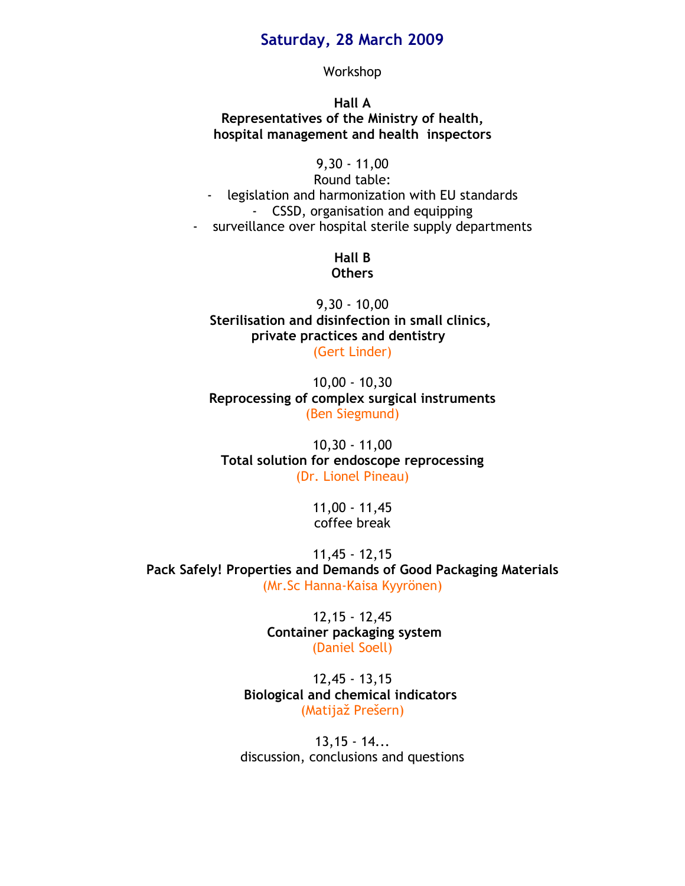## Saturday, 28 March 2009

Workshop

**Hall A**
**Representatives of the Ministry of health, hospital management and health inspectors**

9,30 - 11,00
Round table:

- legislation and harmonization with EU standards
- CSSD, organisation and equipping
- surveillance over hospital sterile supply departments

**Hall B**
**Others**

9,30 - 10,00
**Sterilisation and disinfection in small clinics, private practices and dentistry**
(Gert Linder)

10,00 - 10,30
**Reprocessing of complex surgical instruments**
(Ben Siegmund)

10,30 - 11,00
**Total solution for endoscope reprocessing**
(Dr. Lionel Pineau)

11,00 - 11,45
coffee break

11,45 - 12,15
**Pack Safely! Properties and Demands of Good Packaging Materials**
(Mr.Sc Hanna-Kaisa Kyyrönen)

12,15 - 12,45
**Container packaging system**
(Daniel Soell)

12,45 - 13,15
**Biological and chemical indicators**
(Matijaž Prešern)

13,15 - 14...
discussion, conclusions and questions